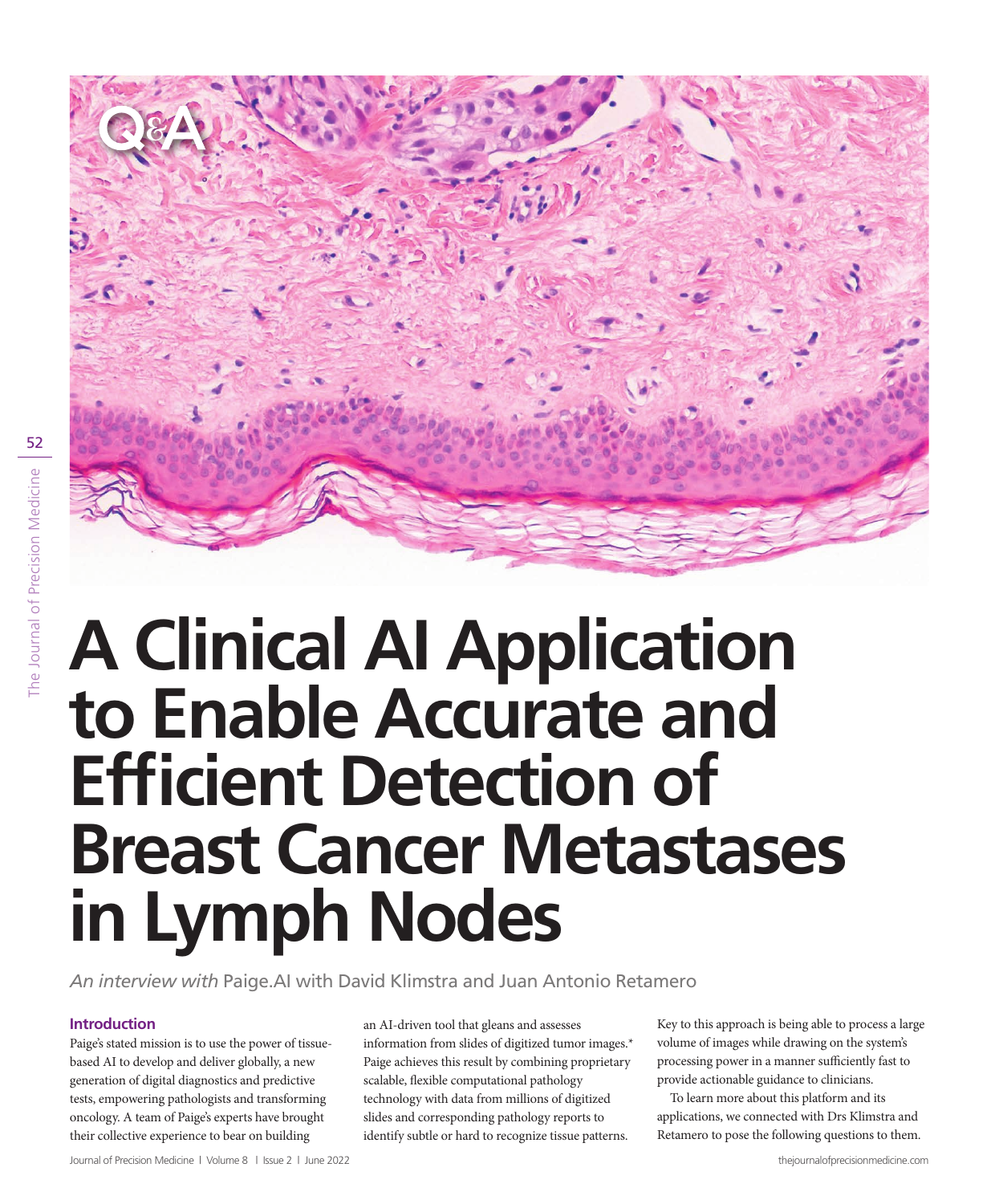Q&A

# A Clinical AI Application to Enable Accurate and Efficient Detection of Breast Cancer Metastases in Lymph Nodes

*An interview with* Paige.AI with David Klimstra and Juan Antonio Retamero

## Introduction

Paige's stated mission is to use the power of tissue-based AI to develop and deliver globally, a new generation of digital diagnostics and predictive tests, empowering pathologists and transforming oncology. A team of Paige's experts have brought their collective experience to bear on building an AI-driven tool that gleans and assesses information from slides of digitized tumor images.* Paige achieves this result by combining proprietary scalable, flexible computational pathology technology with data from millions of digitized slides and corresponding pathology reports to identify subtle or hard to recognize tissue patterns. Key to this approach is being able to process a large volume of images while drawing on the system's processing power in a manner sufficiently fast to provide actionable guidance to clinicians.

To learn more about this platform and its applications, we connected with Drs Klimstra and Retamero to pose the following questions to them.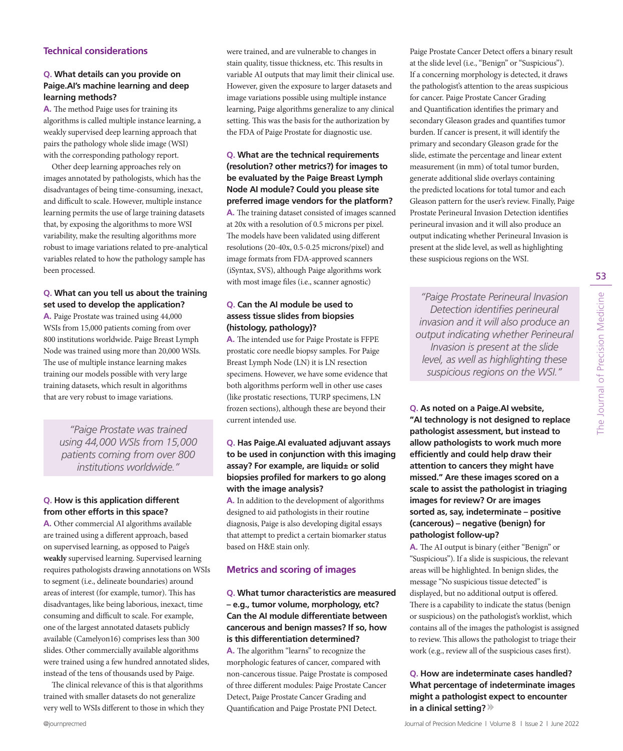## Technical considerations

**Q. What details can you provide on Paige.AI's machine learning and deep learning methods?**

**A.** The method Paige uses for training its algorithms is called multiple instance learning, a weakly supervised deep learning approach that pairs the pathology whole slide image (WSI) with the corresponding pathology report.

Other deep learning approaches rely on images annotated by pathologists, which has the disadvantages of being time-consuming, inexact, and difficult to scale. However, multiple instance learning permits the use of large training datasets that, by exposing the algorithms to more WSI variability, make the resulting algorithms more robust to image variations related to pre-analytical variables related to how the pathology sample has been processed.

**Q. What can you tell us about the training set used to develop the application?**

**A.** Paige Prostate was trained using 44,000 WSIs from 15,000 patients coming from over 800 institutions worldwide. Paige Breast Lymph Node was trained using more than 20,000 WSIs. The use of multiple instance learning makes training our models possible with very large training datasets, which result in algorithms that are very robust to image variations.

> *"Paige Prostate was trained using 44,000 WSIs from 15,000 patients coming from over 800 institutions worldwide."*

**Q. How is this application different from other efforts in this space?**

**A.** Other commercial AI algorithms available are trained using a different approach, based on supervised learning, as opposed to Paige's **weakly** supervised learning. Supervised learning requires pathologists drawing annotations on WSIs to segment (i.e., delineate boundaries) around areas of interest (for example, tumor). This has disadvantages, like being laborious, inexact, time consuming and difficult to scale. For example, one of the largest annotated datasets publicly available (Camelyon16) comprises less than 300 slides. Other commercially available algorithms were trained using a few hundred annotated slides, instead of the tens of thousands used by Paige.

The clinical relevance of this is that algorithms trained with smaller datasets do not generalize very well to WSIs different to those in which they were trained, and are vulnerable to changes in stain quality, tissue thickness, etc. This results in variable AI outputs that may limit their clinical use. However, given the exposure to larger datasets and image variations possible using multiple instance learning, Paige algorithms generalize to any clinical setting. This was the basis for the authorization by the FDA of Paige Prostate for diagnostic use.

**Q. What are the technical requirements (resolution? other metrics?) for images to be evaluated by the Paige Breast Lymph Node AI module? Could you please site preferred image vendors for the platform?**

**A.** The training dataset consisted of images scanned at 20x with a resolution of 0.5 microns per pixel. The models have been validated using different resolutions (20-40x, 0.5-0.25 microns/pixel) and image formats from FDA-approved scanners (iSyntax, SVS), although Paige algorithms work with most image files (i.e., scanner agnostic)

**Q. Can the AI module be used to assess tissue slides from biopsies (histology, pathology)?**

**A.** The intended use for Paige Prostate is FFPE prostatic core needle biopsy samples. For Paige Breast Lymph Node (LN) it is LN resection specimens. However, we have some evidence that both algorithms perform well in other use cases (like prostatic resections, TURP specimens, LN frozen sections), although these are beyond their current intended use.

**Q. Has Paige.AI evaluated adjuvant assays to be used in conjunction with this imaging assay? For example, are liquid± or solid biopsies profiled for markers to go along with the image analysis?**

**A.** In addition to the development of algorithms designed to aid pathologists in their routine diagnosis, Paige is also developing digital essays that attempt to predict a certain biomarker status based on H&E stain only.

## Metrics and scoring of images

**Q. What tumor characteristics are measured – e.g., tumor volume, morphology, etc? Can the AI module differentiate between cancerous and benign masses? If so, how is this differentiation determined?**

**A.** The algorithm "learns" to recognize the morphologic features of cancer, compared with non-cancerous tissue. Paige Prostate is composed of three different modules: Paige Prostate Cancer Detect, Paige Prostate Cancer Grading and Quantification and Paige Prostate PNI Detect.

Paige Prostate Cancer Detect offers a binary result at the slide level (i.e., "Benign" or "Suspicious"). If a concerning morphology is detected, it draws the pathologist's attention to the areas suspicious for cancer. Paige Prostate Cancer Grading and Quantification identifies the primary and secondary Gleason grades and quantifies tumor burden. If cancer is present, it will identify the primary and secondary Gleason grade for the slide, estimate the percentage and linear extent measurement (in mm) of total tumor burden, generate additional slide overlays containing the predicted locations for total tumor and each Gleason pattern for the user's review. Finally, Paige Prostate Perineural Invasion Detection identifies perineural invasion and it will also produce an output indicating whether Perineural Invasion is present at the slide level, as well as highlighting these suspicious regions on the WSI.

> *"Paige Prostate Perineural Invasion Detection identifies perineural invasion and it will also produce an output indicating whether Perineural Invasion is present at the slide level, as well as highlighting these suspicious regions on the WSI."*

**Q. As noted on a Paige.AI website, "AI technology is not designed to replace pathologist assessment, but instead to allow pathologists to work much more efficiently and could help draw their attention to cancers they might have missed." Are these images scored on a scale to assist the pathologist in triaging images for review? Or are images sorted as, say, indeterminate – positive (cancerous) – negative (benign) for pathologist follow-up?**

**A.** The AI output is binary (either "Benign" or "Suspicious"). If a slide is suspicious, the relevant areas will be highlighted. In benign slides, the message "No suspicious tissue detected" is displayed, but no additional output is offered. There is a capability to indicate the status (benign or suspicious) on the pathologist's worklist, which contains all of the images the pathologist is assigned to review. This allows the pathologist to triage their work (e.g., review all of the suspicious cases first).

**Q. How are indeterminate cases handled? What percentage of indeterminate images might a pathologist expect to encounter in a clinical setting?**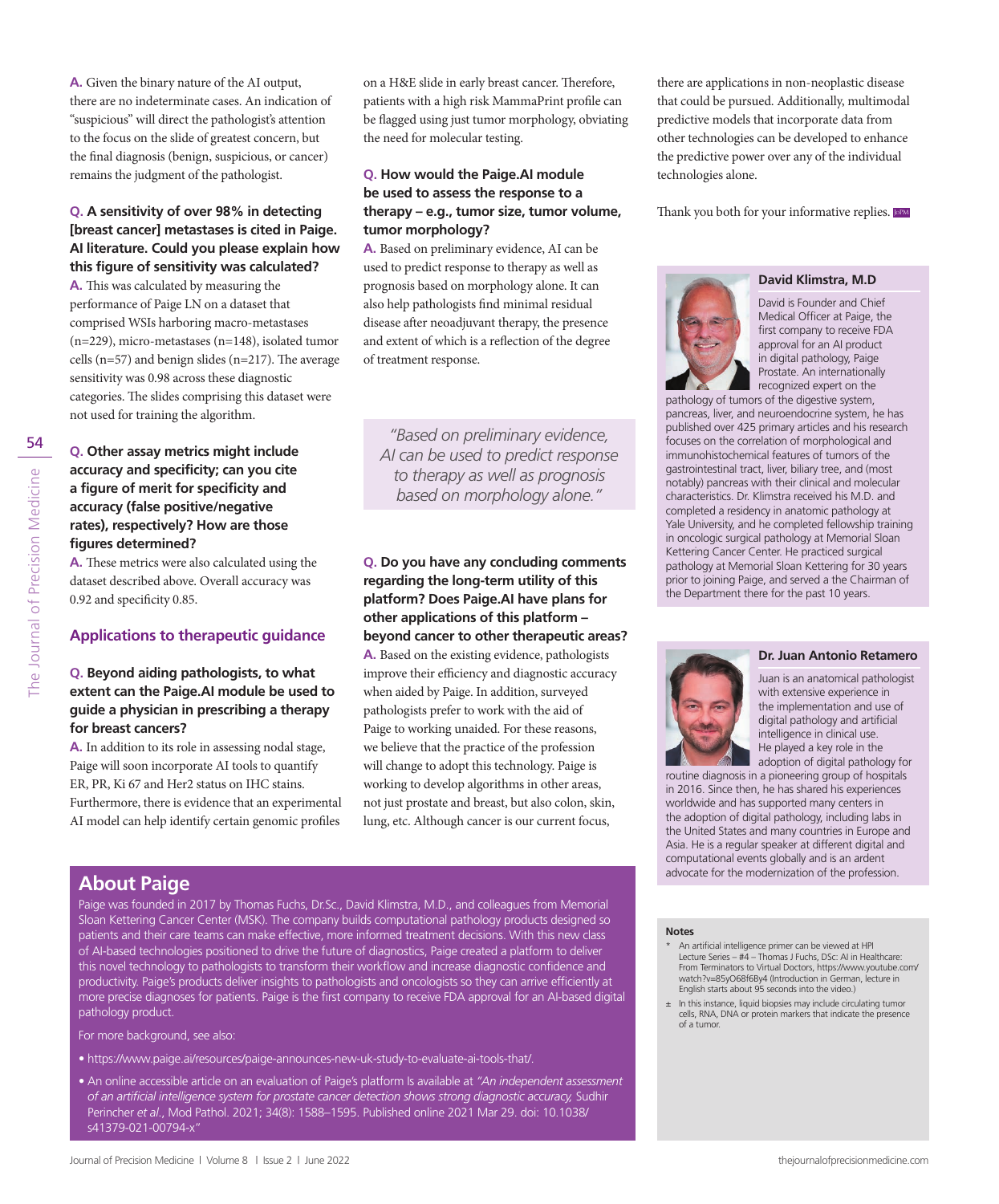**A.** Given the binary nature of the AI output, there are no indeterminate cases. An indication of "suspicious" will direct the pathologist's attention to the focus on the slide of greatest concern, but the final diagnosis (benign, suspicious, or cancer) remains the judgment of the pathologist.

**Q. A sensitivity of over 98% in detecting [breast cancer] metastases is cited in Paige.AI literature. Could you please explain how this figure of sensitivity was calculated?**

**A.** This was calculated by measuring the performance of Paige LN on a dataset that comprised WSIs harboring macro-metastases (n=229), micro-metastases (n=148), isolated tumor cells (n=57) and benign slides (n=217). The average sensitivity was 0.98 across these diagnostic categories. The slides comprising this dataset were not used for training the algorithm.

**Q. Other assay metrics might include accuracy and specificity; can you cite a figure of merit for specificity and accuracy (false positive/negative rates), respectively? How are those figures determined?**

**A.** These metrics were also calculated using the dataset described above. Overall accuracy was 0.92 and specificity 0.85.

## Applications to therapeutic guidance

**Q. Beyond aiding pathologists, to what extent can the Paige.AI module be used to guide a physician in prescribing a therapy for breast cancers?**

**A.** In addition to its role in assessing nodal stage, Paige will soon incorporate AI tools to quantify ER, PR, Ki 67 and Her2 status on IHC stains. Furthermore, there is evidence that an experimental AI model can help identify certain genomic profiles on a H&E slide in early breast cancer. Therefore, patients with a high risk MammaPrint profile can be flagged using just tumor morphology, obviating the need for molecular testing.

**Q. How would the Paige.AI module be used to assess the response to a therapy – e.g., tumor size, tumor volume, tumor morphology?**

**A.** Based on preliminary evidence, AI can be used to predict response to therapy as well as prognosis based on morphology alone. It can also help pathologists find minimal residual disease after neoadjuvant therapy, the presence and extent of which is a reflection of the degree of treatment response.

> *"Based on preliminary evidence, AI can be used to predict response to therapy as well as prognosis based on morphology alone."*

**Q. Do you have any concluding comments regarding the long-term utility of this platform? Does Paige.AI have plans for other applications of this platform – beyond cancer to other therapeutic areas?**

**A.** Based on the existing evidence, pathologists improve their efficiency and diagnostic accuracy when aided by Paige. In addition, surveyed pathologists prefer to work with the aid of Paige to working unaided. For these reasons, we believe that the practice of the profession will change to adopt this technology. Paige is working to develop algorithms in other areas, not just prostate and breast, but also colon, skin, lung, etc. Although cancer is our current focus, there are applications in non-neoplastic disease that could be pursued. Additionally, multimodal predictive models that incorporate data from other technologies can be developed to enhance the predictive power over any of the individual technologies alone.

Thank you both for your informative replies.

## About Paige

Paige was founded in 2017 by Thomas Fuchs, Dr.Sc., David Klimstra, M.D., and colleagues from Memorial Sloan Kettering Cancer Center (MSK). The company builds computational pathology products designed so patients and their care teams can make effective, more informed treatment decisions. With this new class of AI-based technologies positioned to drive the future of diagnostics, Paige created a platform to deliver this novel technology to pathologists to transform their workflow and increase diagnostic confidence and productivity. Paige's products deliver insights to pathologists and oncologists so they can arrive efficiently at more precise diagnoses for patients. Paige is the first company to receive FDA approval for an AI-based digital pathology product.

For more background, see also:

- https://www.paige.ai/resources/paige-announces-new-uk-study-to-evaluate-ai-tools-that/.
- An online accessible article on an evaluation of Paige's platform Is available at *"An independent assessment of an artificial intelligence system for prostate cancer detection shows strong diagnostic accuracy,* Sudhir Perincher *et al*., Mod Pathol. 2021; 34(8): 1588–1595. Published online 2021 Mar 29. doi: 10.1038/s41379-021-00794-x"

### David Klimstra, M.D

David is Founder and Chief Medical Officer at Paige, the first company to receive FDA approval for an AI product in digital pathology, Paige Prostate. An internationally recognized expert on the pathology of tumors of the digestive system, pancreas, liver, and neuroendocrine system, he has published over 425 primary articles and his research focuses on the correlation of morphological and immunohistochemical features of the tumors of the gastrointestinal tract, liver, biliary tree, and (most notably) pancreas with their clinical and molecular characteristics. Dr. Klimstra received his M.D. and completed a residency in anatomic pathology at Yale University, and he completed fellowship training in oncologic surgical pathology at Memorial Sloan Kettering Cancer Center. He practiced surgical pathology at Memorial Sloan Kettering for 30 years prior to joining Paige, and served a the Chairman of the Department there for the past 10 years.

### Dr. Juan Antonio Retamero

Juan is an anatomical pathologist with extensive experience in the implementation and use of digital pathology and artificial intelligence in clinical use. He played a key role in the adoption of digital pathology for routine diagnosis in a pioneering group of hospitals in 2016. Since then, he has shared his experiences worldwide and has supported many centers in the adoption of digital pathology, including labs in the United States and many countries in Europe and Asia. He is a regular speaker at different digital and computational events globally and is an ardent advocate for the modernization of the profession.

### Notes

- \* An artificial intelligence primer can be viewed at HPI Lecture Series – #4 – Thomas J Fuchs, DSc: AI in Healthcare: From Terminators to Virtual Doctors, https://www.youtube.com/watch?v=85yO68f6By4 (Introduction in German, lecture in English starts about 95 seconds into the video.)
- ± In this instance, liquid biopsies may include circulating tumor cells, RNA, DNA or protein markers that indicate the presence of a tumor.